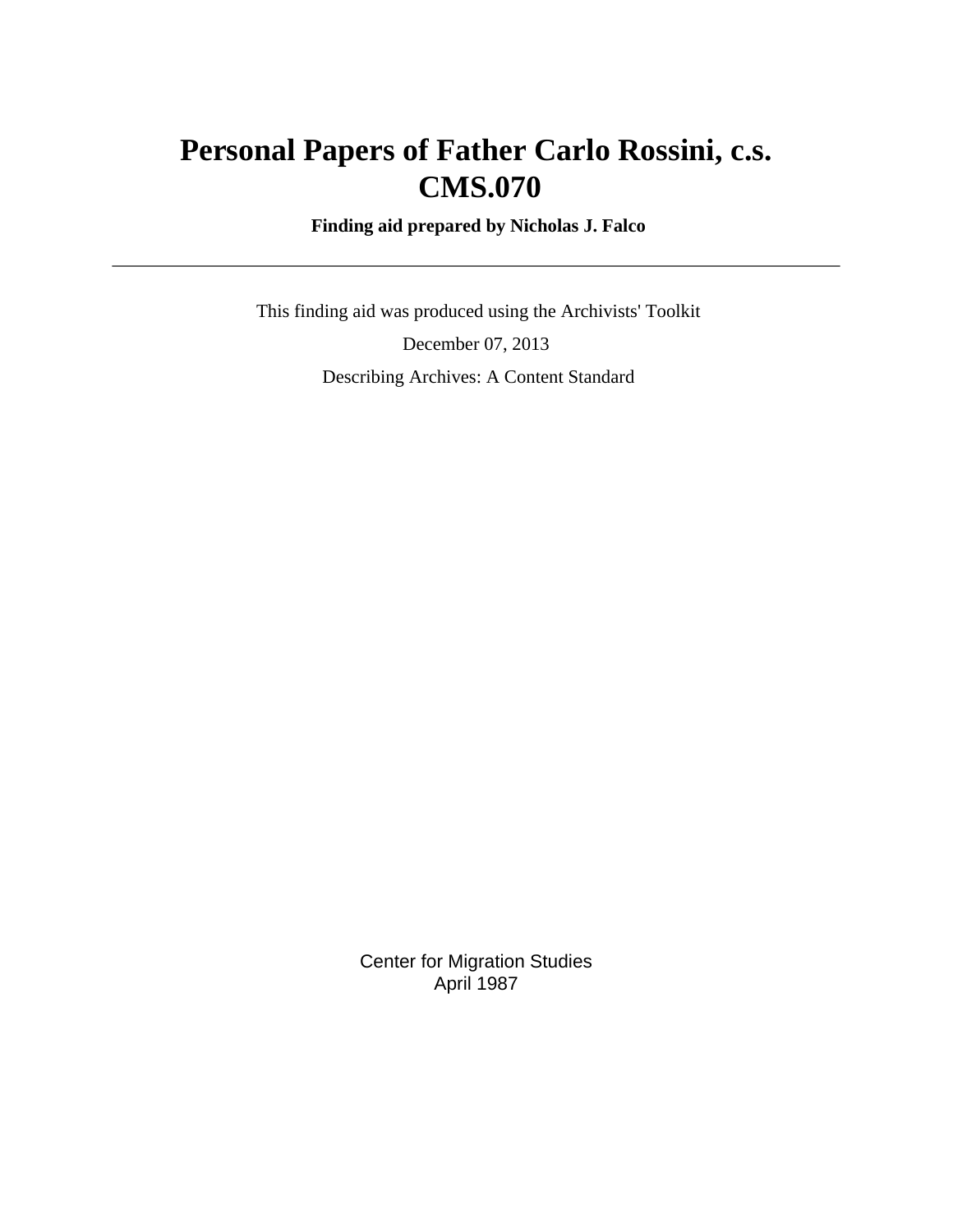# Personal Papers of Father Carlo Rossini, c.s.
# CMS.070

**Finding aid prepared by Nicholas J. Falco**

---

This finding aid was produced using the Archivists' Toolkit

December 07, 2013

Describing Archives: A Content Standard

Center for Migration Studies
April 1987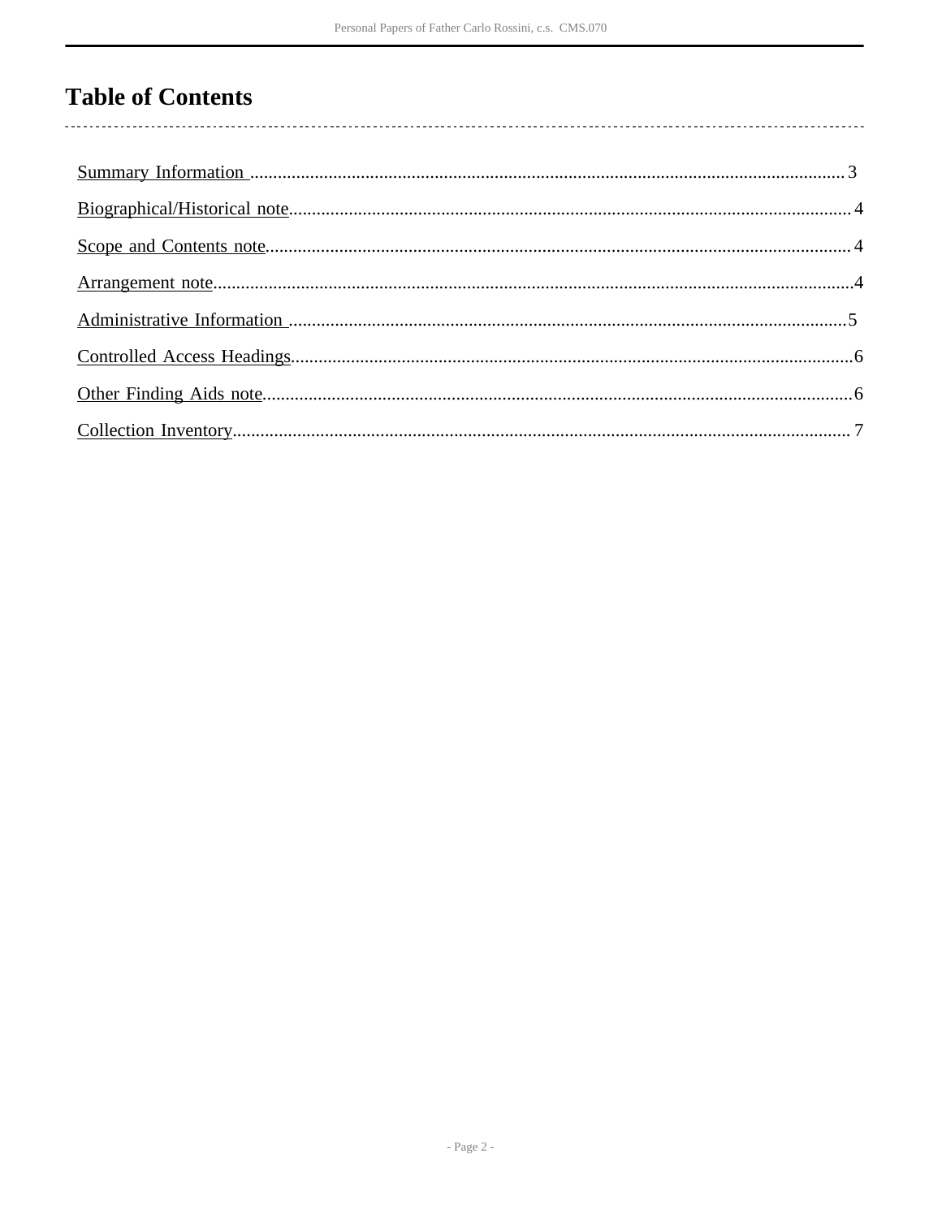# Table of Contents

- Summary Information ..... 3
- Biographical/Historical note..... 4
- Scope and Contents note..... 4
- Arrangement note..... 4
- Administrative Information ..... 5
- Controlled Access Headings..... 6
- Other Finding Aids note..... 6
- Collection Inventory..... 7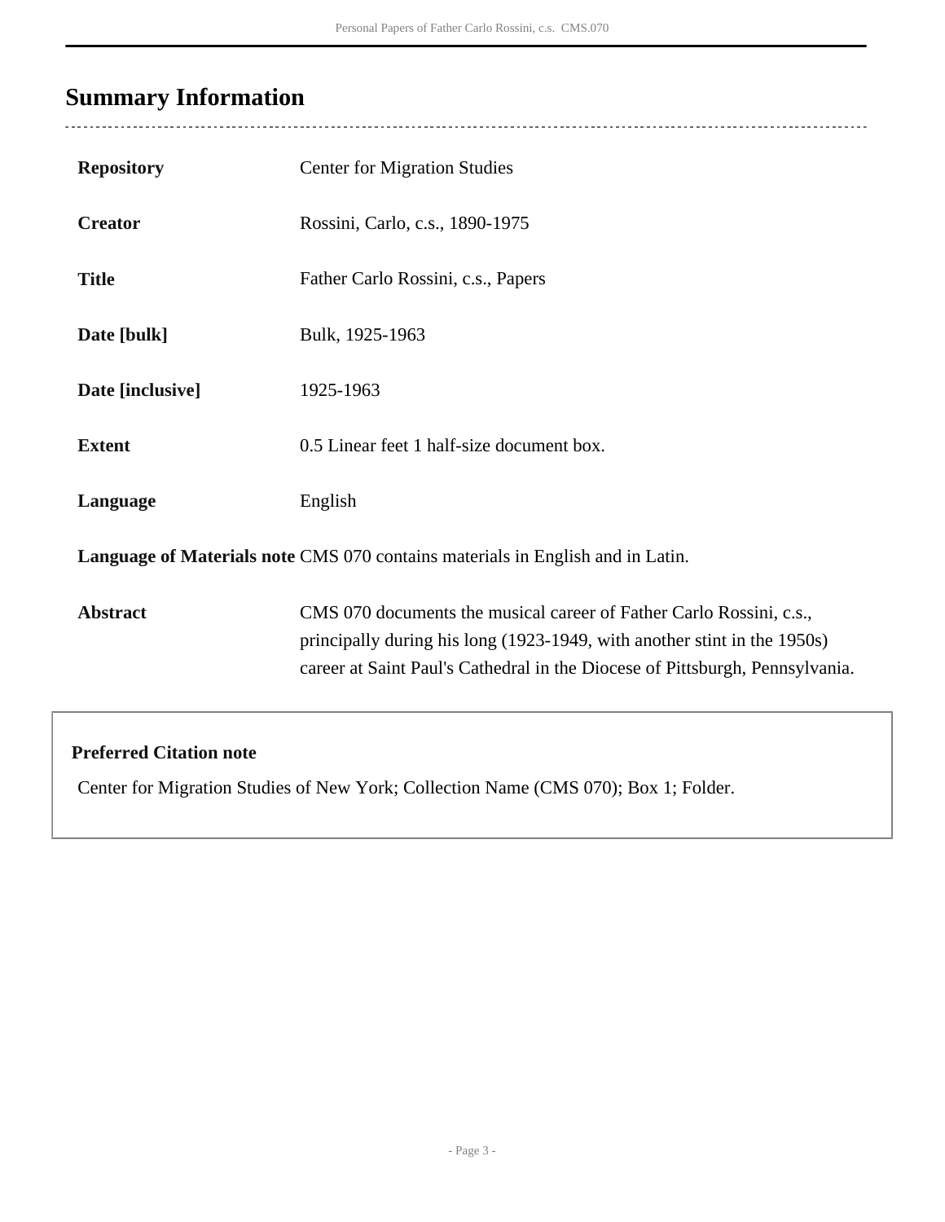## Summary Information

| | |
|---|---|
| **Repository** | Center for Migration Studies |
| **Creator** | Rossini, Carlo, c.s., 1890-1975 |
| **Title** | Father Carlo Rossini, c.s., Papers |
| **Date [bulk]** | Bulk, 1925-1963 |
| **Date [inclusive]** | 1925-1963 |
| **Extent** | 0.5 Linear feet 1 half-size document box. |
| **Language** | English |
| **Language of Materials note** | CMS 070 contains materials in English and in Latin. |
| **Abstract** | CMS 070 documents the musical career of Father Carlo Rossini, c.s., principally during his long (1923-1949, with another stint in the 1950s) career at Saint Paul's Cathedral in the Diocese of Pittsburgh, Pennsylvania. |

**Preferred Citation note**

Center for Migration Studies of New York; Collection Name (CMS 070); Box 1; Folder.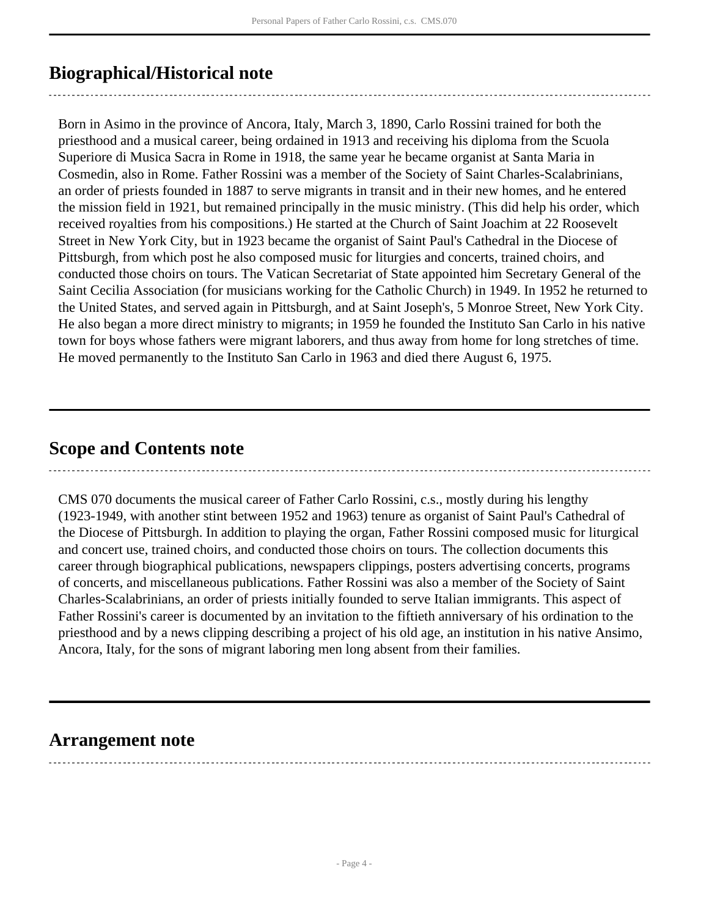## Biographical/Historical note

Born in Asimo in the province of Ancora, Italy, March 3, 1890, Carlo Rossini trained for both the priesthood and a musical career, being ordained in 1913 and receiving his diploma from the Scuola Superiore di Musica Sacra in Rome in 1918, the same year he became organist at Santa Maria in Cosmedin, also in Rome. Father Rossini was a member of the Society of Saint Charles-Scalabrinians, an order of priests founded in 1887 to serve migrants in transit and in their new homes, and he entered the mission field in 1921, but remained principally in the music ministry. (This did help his order, which received royalties from his compositions.) He started at the Church of Saint Joachim at 22 Roosevelt Street in New York City, but in 1923 became the organist of Saint Paul's Cathedral in the Diocese of Pittsburgh, from which post he also composed music for liturgies and concerts, trained choirs, and conducted those choirs on tours. The Vatican Secretariat of State appointed him Secretary General of the Saint Cecilia Association (for musicians working for the Catholic Church) in 1949. In 1952 he returned to the United States, and served again in Pittsburgh, and at Saint Joseph's, 5 Monroe Street, New York City. He also began a more direct ministry to migrants; in 1959 he founded the Instituto San Carlo in his native town for boys whose fathers were migrant laborers, and thus away from home for long stretches of time. He moved permanently to the Instituto San Carlo in 1963 and died there August 6, 1975.

## Scope and Contents note

CMS 070 documents the musical career of Father Carlo Rossini, c.s., mostly during his lengthy (1923-1949, with another stint between 1952 and 1963) tenure as organist of Saint Paul's Cathedral of the Diocese of Pittsburgh. In addition to playing the organ, Father Rossini composed music for liturgical and concert use, trained choirs, and conducted those choirs on tours. The collection documents this career through biographical publications, newspapers clippings, posters advertising concerts, programs of concerts, and miscellaneous publications. Father Rossini was also a member of the Society of Saint Charles-Scalabrinians, an order of priests initially founded to serve Italian immigrants. This aspect of Father Rossini's career is documented by an invitation to the fiftieth anniversary of his ordination to the priesthood and by a news clipping describing a project of his old age, an institution in his native Ansimo, Ancora, Italy, for the sons of migrant laboring men long absent from their families.

## Arrangement note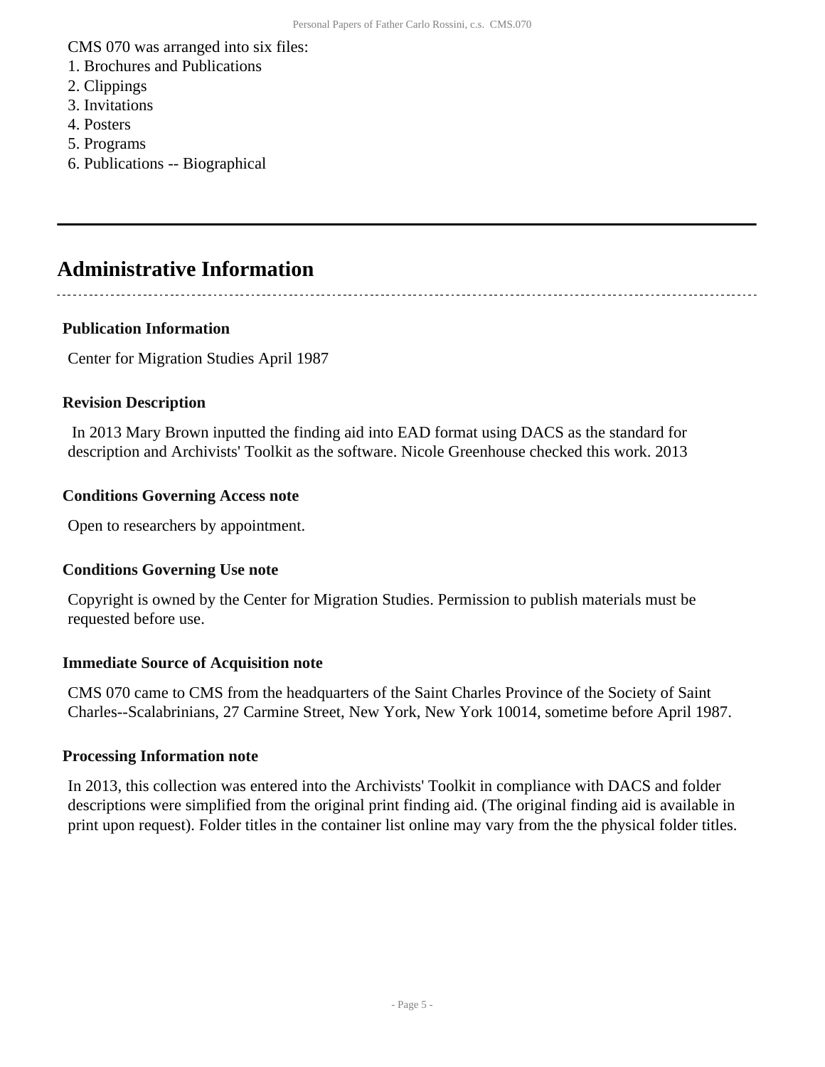CMS 070 was arranged into six files:

1. Brochures and Publications
2. Clippings
3. Invitations
4. Posters
5. Programs
6. Publications -- Biographical

---

## Administrative Information

### Publication Information

Center for Migration Studies April 1987

### Revision Description

In 2013 Mary Brown inputted the finding aid into EAD format using DACS as the standard for description and Archivists' Toolkit as the software. Nicole Greenhouse checked this work. 2013

### Conditions Governing Access note

Open to researchers by appointment.

### Conditions Governing Use note

Copyright is owned by the Center for Migration Studies. Permission to publish materials must be requested before use.

### Immediate Source of Acquisition note

CMS 070 came to CMS from the headquarters of the Saint Charles Province of the Society of Saint Charles--Scalabrinians, 27 Carmine Street, New York, New York 10014, sometime before April 1987.

### Processing Information note

In 2013, this collection was entered into the Archivists' Toolkit in compliance with DACS and folder descriptions were simplified from the original print finding aid. (The original finding aid is available in print upon request). Folder titles in the container list online may vary from the the physical folder titles.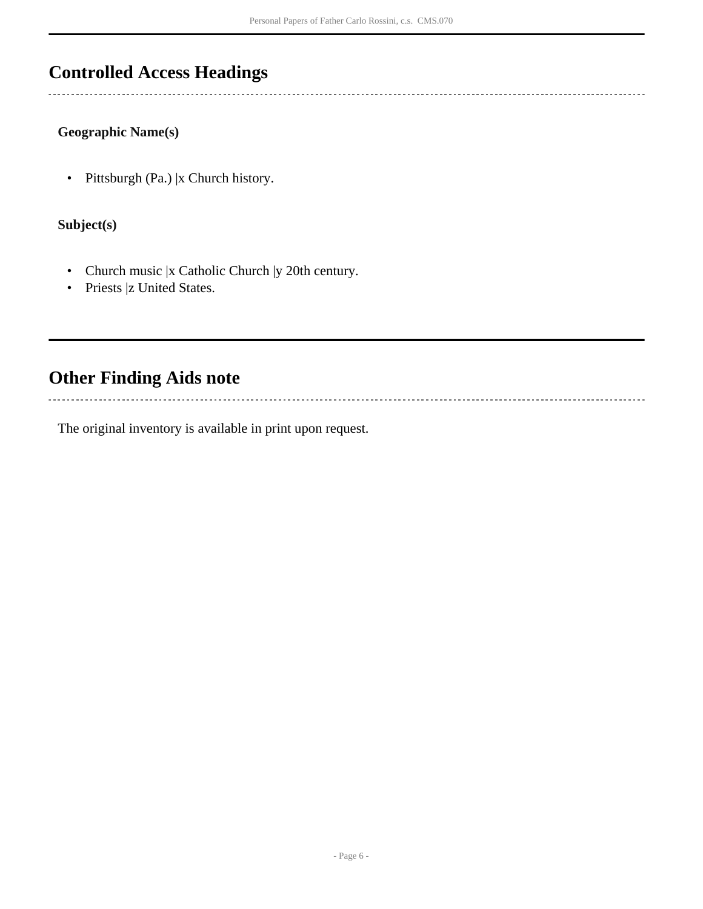## Controlled Access Headings

**Geographic Name(s)**

- Pittsburgh (Pa.) |x Church history.

**Subject(s)**

- Church music |x Catholic Church |y 20th century.
- Priests |z United States.

## Other Finding Aids note

The original inventory is available in print upon request.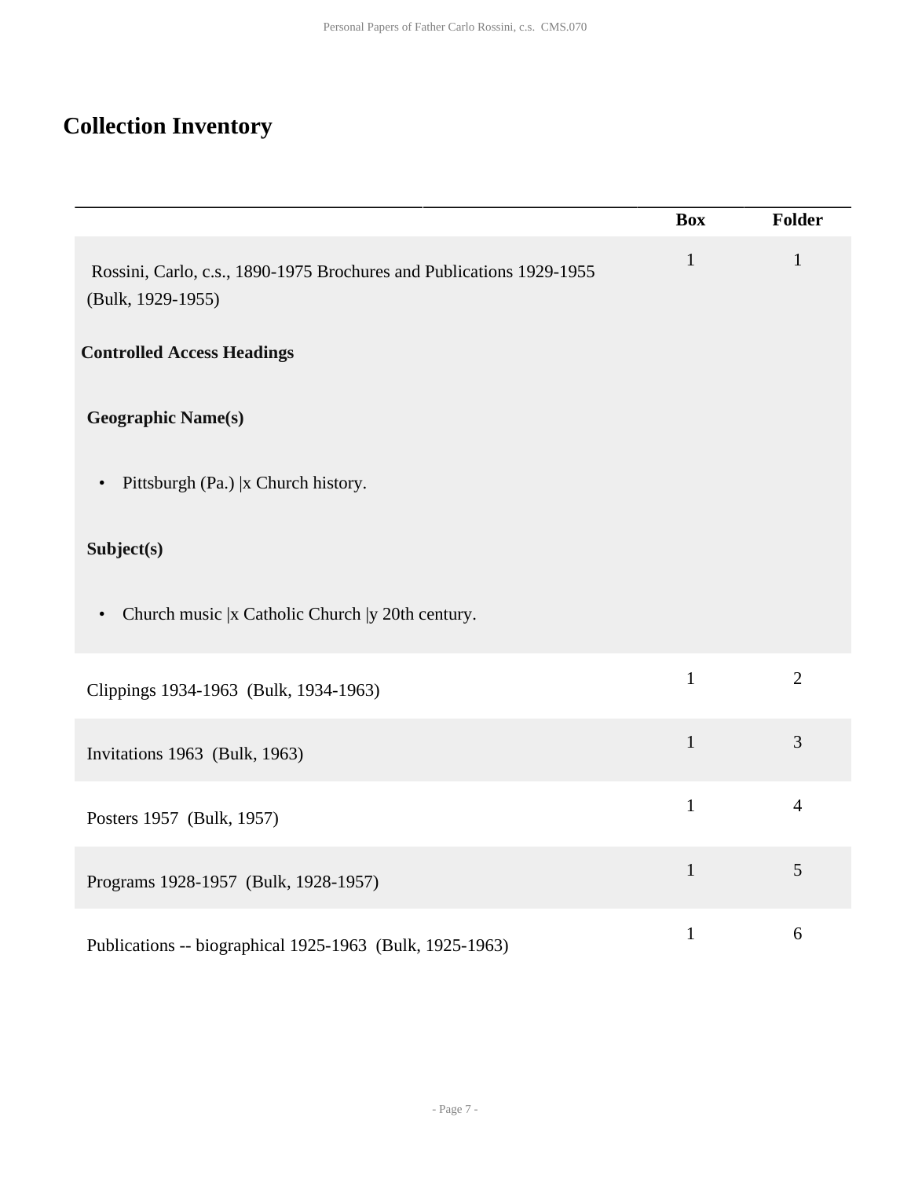## Collection Inventory

| | Box | Folder |
|---|---|---|
| Rossini, Carlo, c.s., 1890-1975 Brochures and Publications 1929-1955 (Bulk, 1929-1955)<br><br>**Controlled Access Headings**<br><br>**Geographic Name(s)**<br><br>• Pittsburgh (Pa.) \|x Church history.<br><br>**Subject(s)**<br><br>• Church music \|x Catholic Church \|y 20th century. | 1 | 1 |
| Clippings 1934-1963 (Bulk, 1934-1963) | 1 | 2 |
| Invitations 1963 (Bulk, 1963) | 1 | 3 |
| Posters 1957 (Bulk, 1957) | 1 | 4 |
| Programs 1928-1957 (Bulk, 1928-1957) | 1 | 5 |
| Publications -- biographical 1925-1963 (Bulk, 1925-1963) | 1 | 6 |